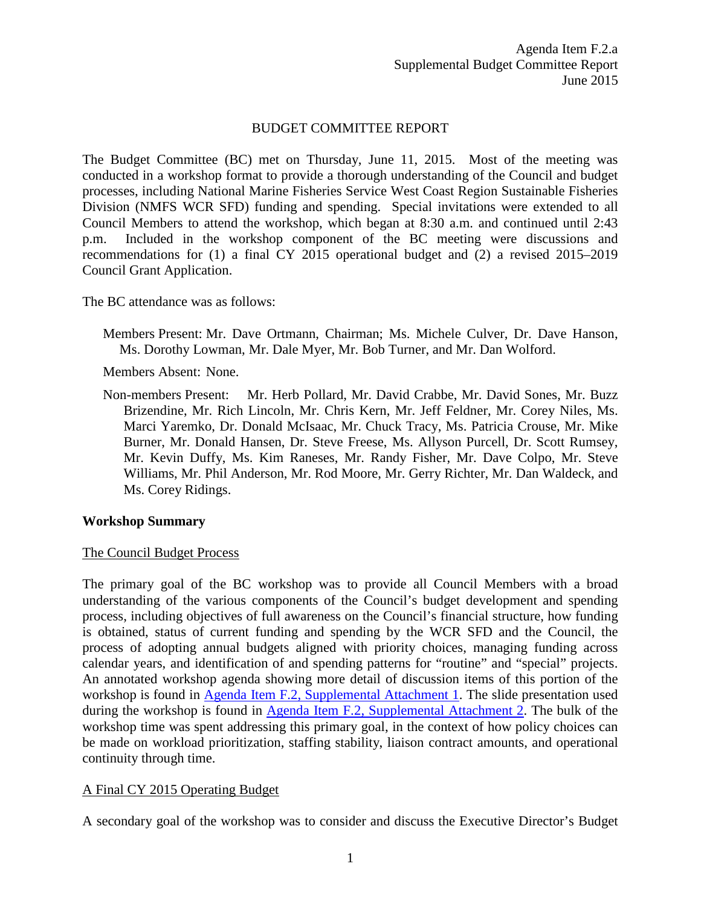Agenda Item F.2.a
Supplemental Budget Committee Report
June 2015

# BUDGET COMMITTEE REPORT

The Budget Committee (BC) met on Thursday, June 11, 2015. Most of the meeting was conducted in a workshop format to provide a thorough understanding of the Council and budget processes, including National Marine Fisheries Service West Coast Region Sustainable Fisheries Division (NMFS WCR SFD) funding and spending. Special invitations were extended to all Council Members to attend the workshop, which began at 8:30 a.m. and continued until 2:43 p.m. Included in the workshop component of the BC meeting were discussions and recommendations for (1) a final CY 2015 operational budget and (2) a revised 2015–2019 Council Grant Application.

The BC attendance was as follows:

Members Present: Mr. Dave Ortmann, Chairman; Ms. Michele Culver, Dr. Dave Hanson, Ms. Dorothy Lowman, Mr. Dale Myer, Mr. Bob Turner, and Mr. Dan Wolford.

Members Absent: None.

Non-members Present: Mr. Herb Pollard, Mr. David Crabbe, Mr. David Sones, Mr. Buzz Brizendine, Mr. Rich Lincoln, Mr. Chris Kern, Mr. Jeff Feldner, Mr. Corey Niles, Ms. Marci Yaremko, Dr. Donald McIsaac, Mr. Chuck Tracy, Ms. Patricia Crouse, Mr. Mike Burner, Mr. Donald Hansen, Dr. Steve Freese, Ms. Allyson Purcell, Dr. Scott Rumsey, Mr. Kevin Duffy, Ms. Kim Raneses, Mr. Randy Fisher, Mr. Dave Colpo, Mr. Steve Williams, Mr. Phil Anderson, Mr. Rod Moore, Mr. Gerry Richter, Mr. Dan Waldeck, and Ms. Corey Ridings.

## Workshop Summary

### The Council Budget Process

The primary goal of the BC workshop was to provide all Council Members with a broad understanding of the various components of the Council's budget development and spending process, including objectives of full awareness on the Council's financial structure, how funding is obtained, status of current funding and spending by the WCR SFD and the Council, the process of adopting annual budgets aligned with priority choices, managing funding across calendar years, and identification of and spending patterns for "routine" and "special" projects. An annotated workshop agenda showing more detail of discussion items of this portion of the workshop is found in Agenda Item F.2, Supplemental Attachment 1. The slide presentation used during the workshop is found in Agenda Item F.2, Supplemental Attachment 2. The bulk of the workshop time was spent addressing this primary goal, in the context of how policy choices can be made on workload prioritization, staffing stability, liaison contract amounts, and operational continuity through time.

### A Final CY 2015 Operating Budget

A secondary goal of the workshop was to consider and discuss the Executive Director's Budget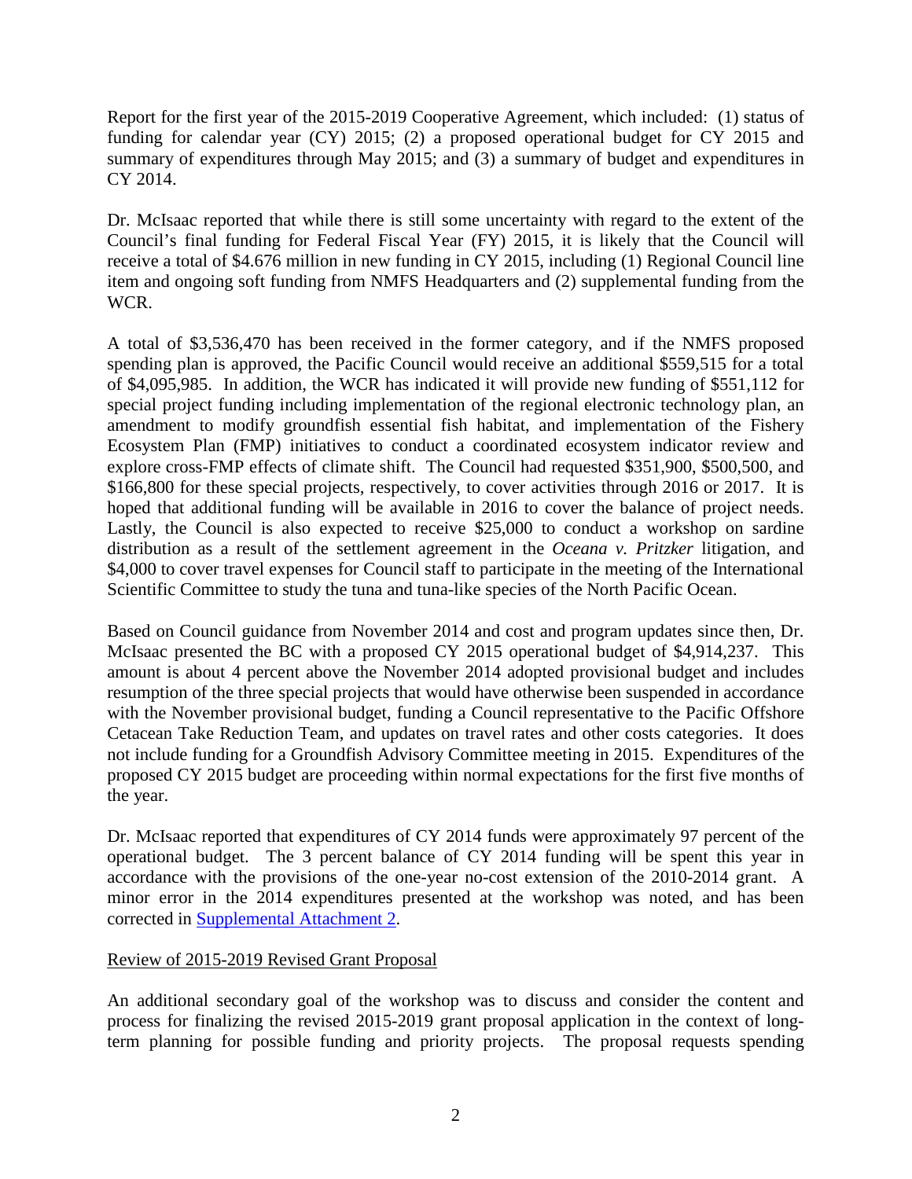Report for the first year of the 2015-2019 Cooperative Agreement, which included: (1) status of funding for calendar year (CY) 2015; (2) a proposed operational budget for CY 2015 and summary of expenditures through May 2015; and (3) a summary of budget and expenditures in CY 2014.

Dr. McIsaac reported that while there is still some uncertainty with regard to the extent of the Council's final funding for Federal Fiscal Year (FY) 2015, it is likely that the Council will receive a total of $4.676 million in new funding in CY 2015, including (1) Regional Council line item and ongoing soft funding from NMFS Headquarters and (2) supplemental funding from the WCR.

A total of $3,536,470 has been received in the former category, and if the NMFS proposed spending plan is approved, the Pacific Council would receive an additional $559,515 for a total of $4,095,985. In addition, the WCR has indicated it will provide new funding of $551,112 for special project funding including implementation of the regional electronic technology plan, an amendment to modify groundfish essential fish habitat, and implementation of the Fishery Ecosystem Plan (FMP) initiatives to conduct a coordinated ecosystem indicator review and explore cross-FMP effects of climate shift. The Council had requested $351,900, $500,500, and $166,800 for these special projects, respectively, to cover activities through 2016 or 2017. It is hoped that additional funding will be available in 2016 to cover the balance of project needs. Lastly, the Council is also expected to receive $25,000 to conduct a workshop on sardine distribution as a result of the settlement agreement in the *Oceana v. Pritzker* litigation, and $4,000 to cover travel expenses for Council staff to participate in the meeting of the International Scientific Committee to study the tuna and tuna-like species of the North Pacific Ocean.

Based on Council guidance from November 2014 and cost and program updates since then, Dr. McIsaac presented the BC with a proposed CY 2015 operational budget of $4,914,237. This amount is about 4 percent above the November 2014 adopted provisional budget and includes resumption of the three special projects that would have otherwise been suspended in accordance with the November provisional budget, funding a Council representative to the Pacific Offshore Cetacean Take Reduction Team, and updates on travel rates and other costs categories. It does not include funding for a Groundfish Advisory Committee meeting in 2015. Expenditures of the proposed CY 2015 budget are proceeding within normal expectations for the first five months of the year.

Dr. McIsaac reported that expenditures of CY 2014 funds were approximately 97 percent of the operational budget. The 3 percent balance of CY 2014 funding will be spent this year in accordance with the provisions of the one-year no-cost extension of the 2010-2014 grant. A minor error in the 2014 expenditures presented at the workshop was noted, and has been corrected in Supplemental Attachment 2.

Review of 2015-2019 Revised Grant Proposal

An additional secondary goal of the workshop was to discuss and consider the content and process for finalizing the revised 2015-2019 grant proposal application in the context of long-term planning for possible funding and priority projects. The proposal requests spending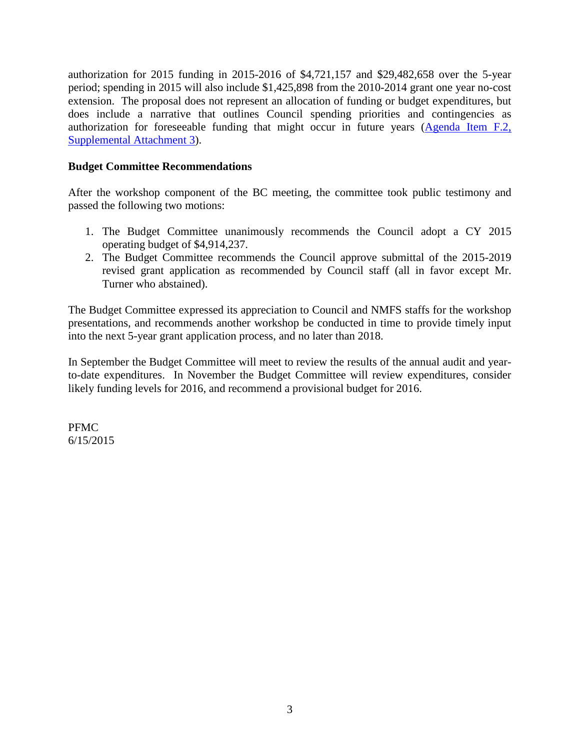authorization for 2015 funding in 2015-2016 of $4,721,157 and $29,482,658 over the 5-year period; spending in 2015 will also include $1,425,898 from the 2010-2014 grant one year no-cost extension. The proposal does not represent an allocation of funding or budget expenditures, but does include a narrative that outlines Council spending priorities and contingencies as authorization for foreseeable funding that might occur in future years (Agenda Item F.2, Supplemental Attachment 3).

**Budget Committee Recommendations**

After the workshop component of the BC meeting, the committee took public testimony and passed the following two motions:

1. The Budget Committee unanimously recommends the Council adopt a CY 2015 operating budget of $4,914,237.
2. The Budget Committee recommends the Council approve submittal of the 2015-2019 revised grant application as recommended by Council staff (all in favor except Mr. Turner who abstained).

The Budget Committee expressed its appreciation to Council and NMFS staffs for the workshop presentations, and recommends another workshop be conducted in time to provide timely input into the next 5-year grant application process, and no later than 2018.

In September the Budget Committee will meet to review the results of the annual audit and year-to-date expenditures. In November the Budget Committee will review expenditures, consider likely funding levels for 2016, and recommend a provisional budget for 2016.

PFMC
6/15/2015